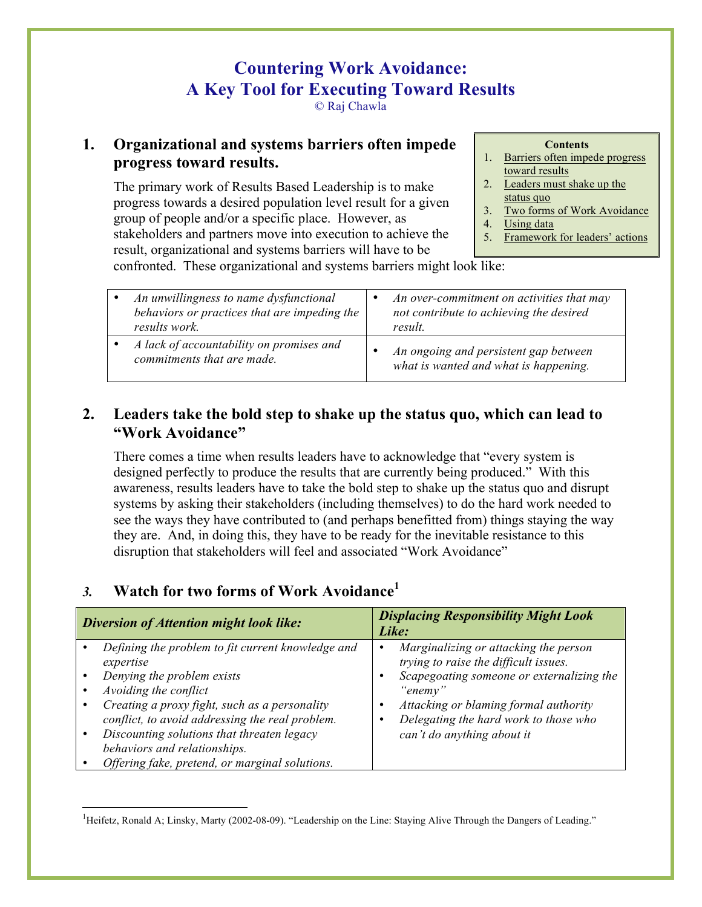# Countering Work Avoidance: A Key Tool for Executing Toward Results

© Raj Chawla

**Contents**

1. Barriers often impede progress toward results
2. Leaders must shake up the status quo
3. Two forms of Work Avoidance
4. Using data
5. Framework for leaders' actions

## 1. Organizational and systems barriers often impede progress toward results.

The primary work of Results Based Leadership is to make progress towards a desired population level result for a given group of people and/or a specific place. However, as stakeholders and partners move into execution to achieve the result, organizational and systems barriers will have to be confronted. These organizational and systems barriers might look like:

| | |
|---|---|
| • *An unwillingness to name dysfunctional behaviors or practices that are impeding the results work.* | • *An over-commitment on activities that may not contribute to achieving the desired result.* |
| • *A lack of accountability on promises and commitments that are made.* | • *An ongoing and persistent gap between what is wanted and what is happening.* |

## 2. Leaders take the bold step to shake up the status quo, which can lead to "Work Avoidance"

There comes a time when results leaders have to acknowledge that "every system is designed perfectly to produce the results that are currently being produced." With this awareness, results leaders have to take the bold step to shake up the status quo and disrupt systems by asking their stakeholders (including themselves) to do the hard work needed to see the ways they have contributed to (and perhaps benefitted from) things staying the way they are. And, in doing this, they have to be ready for the inevitable resistance to this disruption that stakeholders will feel and associated "Work Avoidance"

## *3.* Watch for two forms of Work Avoidance[1]

| *Diversion of Attention might look like:* | *Displacing Responsibility Might Look Like:* |
|---|---|
| • *Defining the problem to fit current knowledge and expertise*<br>• *Denying the problem exists*<br>• *Avoiding the conflict*<br>• *Creating a proxy fight, such as a personality conflict, to avoid addressing the real problem.*<br>• *Discounting solutions that threaten legacy behaviors and relationships.*<br>• *Offering fake, pretend, or marginal solutions.* | • *Marginalizing or attacking the person trying to raise the difficult issues.*<br>• *Scapegoating someone or externalizing the "enemy"*<br>• *Attacking or blaming formal authority*<br>• *Delegating the hard work to those who can't do anything about it* |

---

[1]Heifetz, Ronald A; Linsky, Marty (2002-08-09). "Leadership on the Line: Staying Alive Through the Dangers of Leading."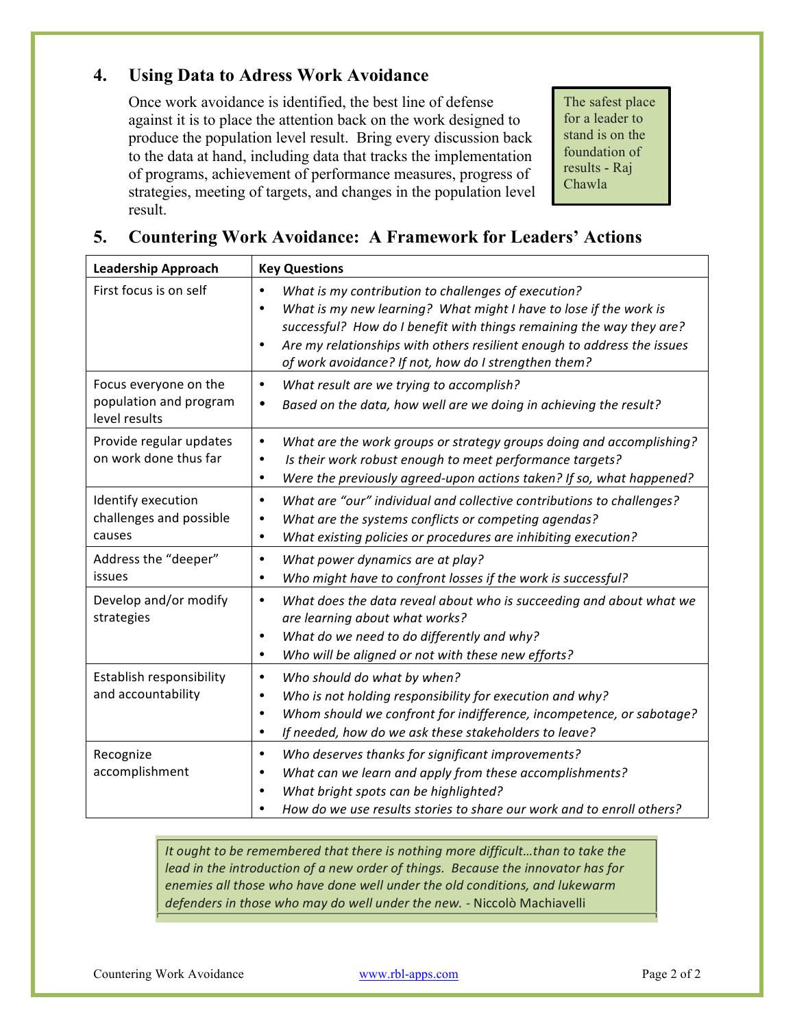## 4. Using Data to Adress Work Avoidance

Once work avoidance is identified, the best line of defense against it is to place the attention back on the work designed to produce the population level result. Bring every discussion back to the data at hand, including data that tracks the implementation of programs, achievement of performance measures, progress of strategies, meeting of targets, and changes in the population level result.

> The safest place for a leader to stand is on the foundation of results - Raj Chawla

## 5. Countering Work Avoidance: A Framework for Leaders' Actions

| Leadership Approach | Key Questions |
|---|---|
| First focus is on self | • *What is my contribution to challenges of execution?*<br>• *What is my new learning? What might I have to lose if the work is successful? How do I benefit with things remaining the way they are?*<br>• *Are my relationships with others resilient enough to address the issues of work avoidance? If not, how do I strengthen them?* |
| Focus everyone on the population and program level results | • *What result are we trying to accomplish?*<br>• *Based on the data, how well are we doing in achieving the result?* |
| Provide regular updates on work done thus far | • *What are the work groups or strategy groups doing and accomplishing?*<br>• *Is their work robust enough to meet performance targets?*<br>• *Were the previously agreed-upon actions taken? If so, what happened?* |
| Identify execution challenges and possible causes | • *What are "our" individual and collective contributions to challenges?*<br>• *What are the systems conflicts or competing agendas?*<br>• *What existing policies or procedures are inhibiting execution?* |
| Address the "deeper" issues | • *What power dynamics are at play?*<br>• *Who might have to confront losses if the work is successful?* |
| Develop and/or modify strategies | • *What does the data reveal about who is succeeding and about what we are learning about what works?*<br>• *What do we need to do differently and why?*<br>• *Who will be aligned or not with these new efforts?* |
| Establish responsibility and accountability | • *Who should do what by when?*<br>• *Who is not holding responsibility for execution and why?*<br>• *Whom should we confront for indifference, incompetence, or sabotage?*<br>• *If needed, how do we ask these stakeholders to leave?* |
| Recognize accomplishment | • *Who deserves thanks for significant improvements?*<br>• *What can we learn and apply from these accomplishments?*<br>• *What bright spots can be highlighted?*<br>• *How do we use results stories to share our work and to enroll others?* |

> *It ought to be remembered that there is nothing more difficult…than to take the lead in the introduction of a new order of things. Because the innovator has for enemies all those who have done well under the old conditions, and lukewarm defenders in those who may do well under the new.* - Niccolò Machiavelli